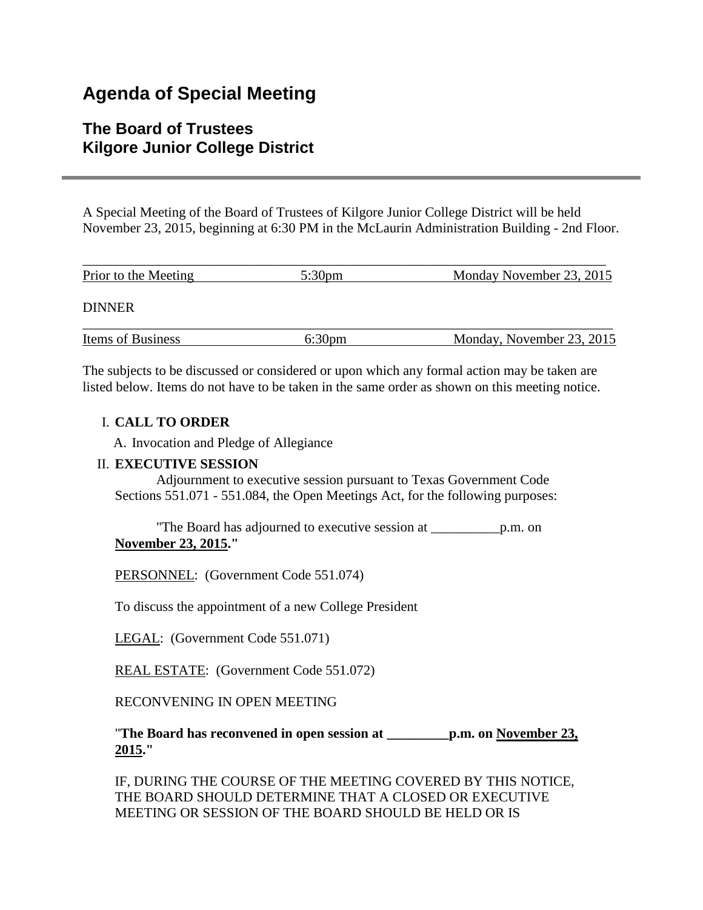# Agenda of Special Meeting

## The Board of Trustees
## Kilgore Junior College District

---

A Special Meeting of the Board of Trustees of Kilgore Junior College District will be held November 23, 2015, beginning at 6:30 PM in the McLaurin Administration Building - 2nd Floor.

| Prior to the Meeting | 5:30pm | Monday November 23, 2015 |
|---|---|---|

DINNER

| Items of Business | 6:30pm | Monday, November 23, 2015 |
|---|---|---|

The subjects to be discussed or considered or upon which any formal action may be taken are listed below. Items do not have to be taken in the same order as shown on this meeting notice.

I. **CALL TO ORDER**

   A. Invocation and Pledge of Allegiance

II. **EXECUTIVE SESSION**

   Adjournment to executive session pursuant to Texas Government Code Sections 551.071 - 551.084, the Open Meetings Act, for the following purposes:

   "The Board has adjourned to executive session at __________p.m. on **November 23, 2015**."

   PERSONNEL: (Government Code 551.074)

   To discuss the appointment of a new College President

   LEGAL: (Government Code 551.071)

   REAL ESTATE: (Government Code 551.072)

   RECONVENING IN OPEN MEETING

   "**The Board has reconvened in open session at _________p.m. on November 23, 2015.**"

   IF, DURING THE COURSE OF THE MEETING COVERED BY THIS NOTICE, THE BOARD SHOULD DETERMINE THAT A CLOSED OR EXECUTIVE MEETING OR SESSION OF THE BOARD SHOULD BE HELD OR IS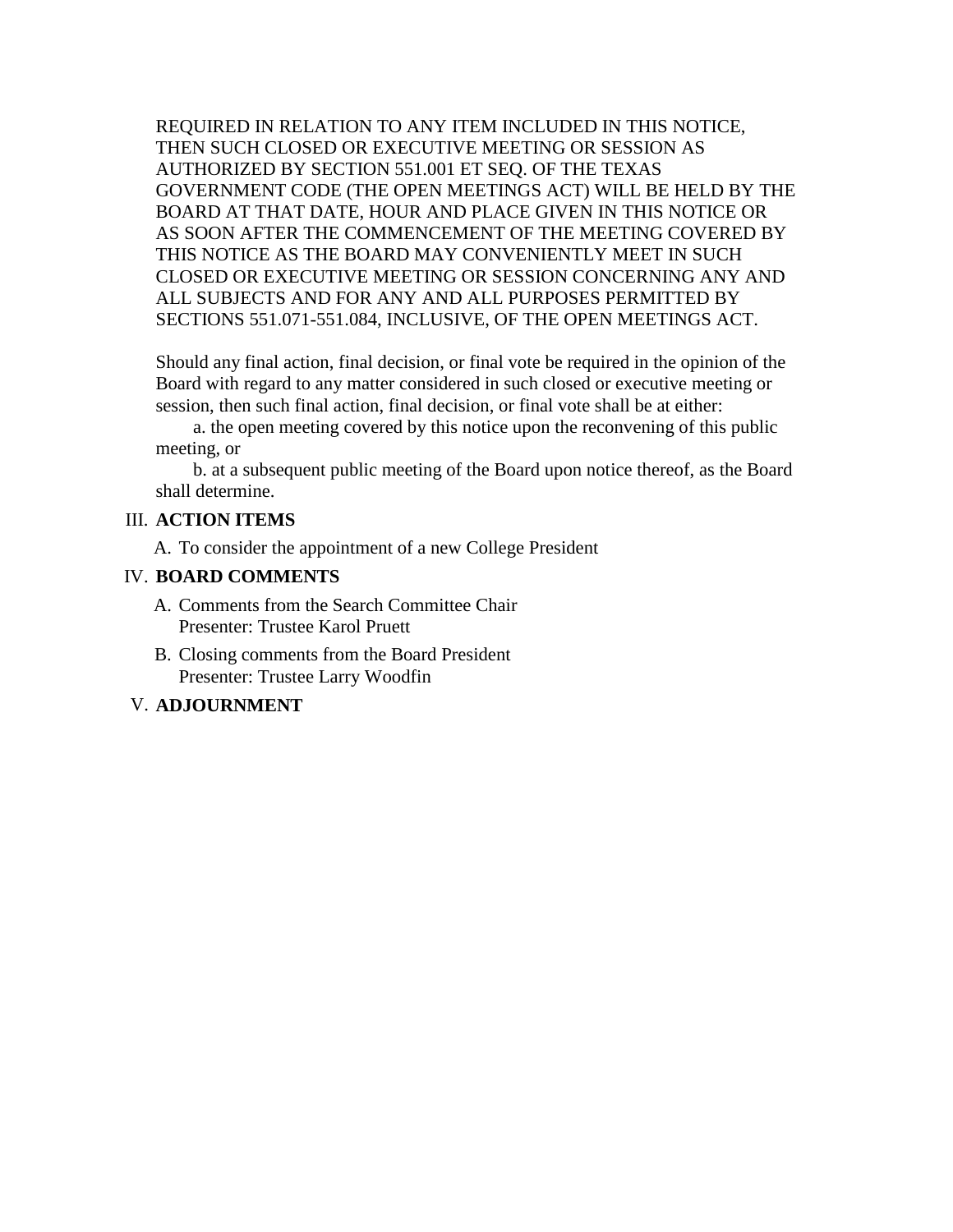REQUIRED IN RELATION TO ANY ITEM INCLUDED IN THIS NOTICE, THEN SUCH CLOSED OR EXECUTIVE MEETING OR SESSION AS AUTHORIZED BY SECTION 551.001 ET SEQ. OF THE TEXAS GOVERNMENT CODE (THE OPEN MEETINGS ACT) WILL BE HELD BY THE BOARD AT THAT DATE, HOUR AND PLACE GIVEN IN THIS NOTICE OR AS SOON AFTER THE COMMENCEMENT OF THE MEETING COVERED BY THIS NOTICE AS THE BOARD MAY CONVENIENTLY MEET IN SUCH CLOSED OR EXECUTIVE MEETING OR SESSION CONCERNING ANY AND ALL SUBJECTS AND FOR ANY AND ALL PURPOSES PERMITTED BY SECTIONS 551.071-551.084, INCLUSIVE, OF THE OPEN MEETINGS ACT.

Should any final action, final decision, or final vote be required in the opinion of the Board with regard to any matter considered in such closed or executive meeting or session, then such final action, final decision, or final vote shall be at either:

a. the open meeting covered by this notice upon the reconvening of this public meeting, or

b. at a subsequent public meeting of the Board upon notice thereof, as the Board shall determine.

III. **ACTION ITEMS**

A. To consider the appointment of a new College President

IV. **BOARD COMMENTS**

A. Comments from the Search Committee Chair
Presenter: Trustee Karol Pruett

B. Closing comments from the Board President
Presenter: Trustee Larry Woodfin

V. **ADJOURNMENT**